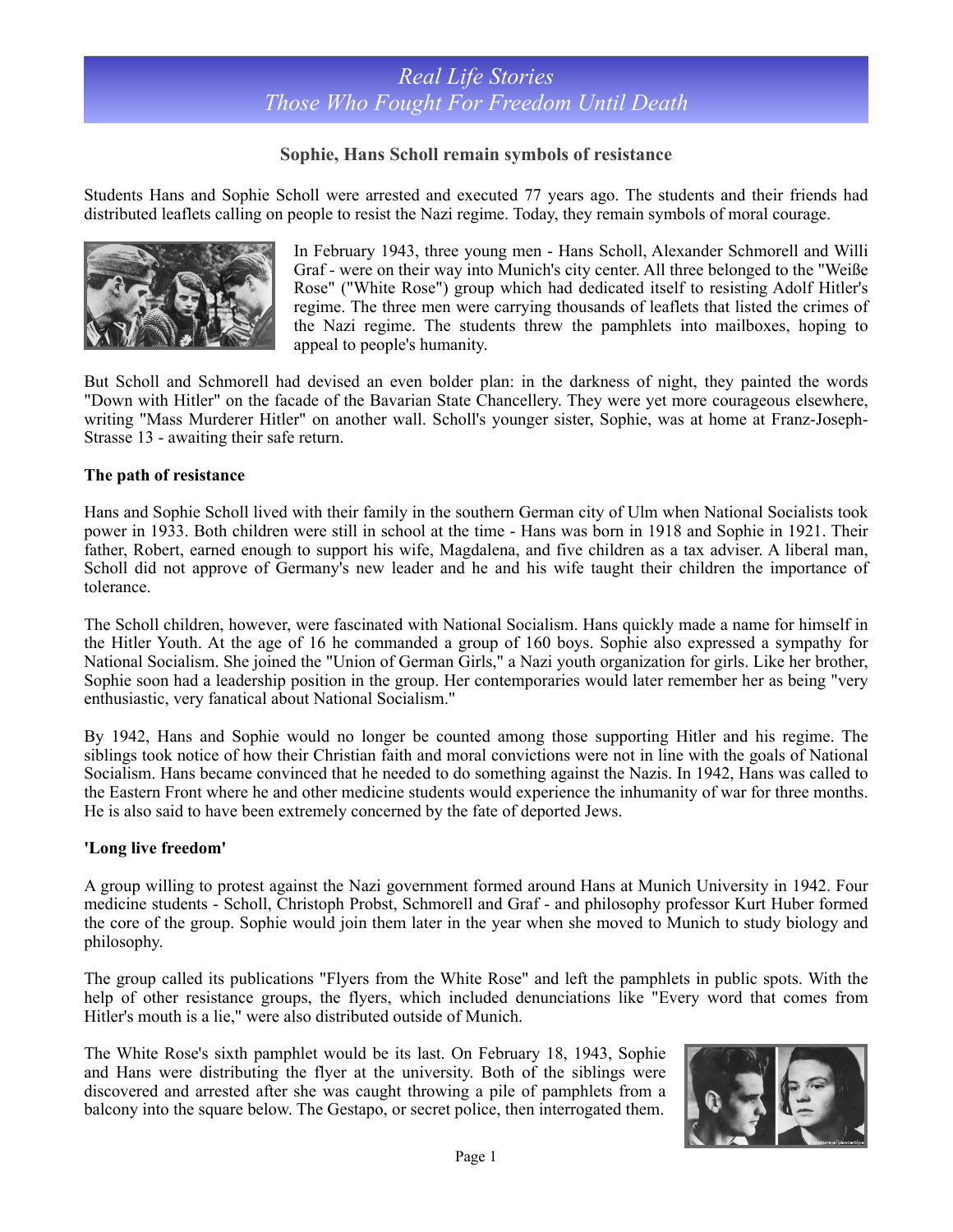# Real Life Stories
## Those Who Fought For Freedom Until Death

### Sophie, Hans Scholl remain symbols of resistance

Students Hans and Sophie Scholl were arrested and executed 77 years ago. The students and their friends had distributed leaflets calling on people to resist the Nazi regime. Today, they remain symbols of moral courage.

In February 1943, three young men - Hans Scholl, Alexander Schmorell and Willi Graf - were on their way into Munich's city center. All three belonged to the "Weiße Rose" ("White Rose") group which had dedicated itself to resisting Adolf Hitler's regime. The three men were carrying thousands of leaflets that listed the crimes of the Nazi regime. The students threw the pamphlets into mailboxes, hoping to appeal to people's humanity.

But Scholl and Schmorell had devised an even bolder plan: in the darkness of night, they painted the words "Down with Hitler" on the facade of the Bavarian State Chancellery. They were yet more courageous elsewhere, writing "Mass Murderer Hitler" on another wall. Scholl's younger sister, Sophie, was at home at Franz-Joseph-Strasse 13 - awaiting their safe return.

**The path of resistance**

Hans and Sophie Scholl lived with their family in the southern German city of Ulm when National Socialists took power in 1933. Both children were still in school at the time - Hans was born in 1918 and Sophie in 1921. Their father, Robert, earned enough to support his wife, Magdalena, and five children as a tax adviser. A liberal man, Scholl did not approve of Germany's new leader and he and his wife taught their children the importance of tolerance.

The Scholl children, however, were fascinated with National Socialism. Hans quickly made a name for himself in the Hitler Youth. At the age of 16 he commanded a group of 160 boys. Sophie also expressed a sympathy for National Socialism. She joined the "Union of German Girls," a Nazi youth organization for girls. Like her brother, Sophie soon had a leadership position in the group. Her contemporaries would later remember her as being "very enthusiastic, very fanatical about National Socialism."

By 1942, Hans and Sophie would no longer be counted among those supporting Hitler and his regime. The siblings took notice of how their Christian faith and moral convictions were not in line with the goals of National Socialism. Hans became convinced that he needed to do something against the Nazis. In 1942, Hans was called to the Eastern Front where he and other medicine students would experience the inhumanity of war for three months. He is also said to have been extremely concerned by the fate of deported Jews.

**'Long live freedom'**

A group willing to protest against the Nazi government formed around Hans at Munich University in 1942. Four medicine students - Scholl, Christoph Probst, Schmorell and Graf - and philosophy professor Kurt Huber formed the core of the group. Sophie would join them later in the year when she moved to Munich to study biology and philosophy.

The group called its publications "Flyers from the White Rose" and left the pamphlets in public spots. With the help of other resistance groups, the flyers, which included denunciations like "Every word that comes from Hitler's mouth is a lie," were also distributed outside of Munich.

The White Rose's sixth pamphlet would be its last. On February 18, 1943, Sophie and Hans were distributing the flyer at the university. Both of the siblings were discovered and arrested after she was caught throwing a pile of pamphlets from a balcony into the square below. The Gestapo, or secret police, then interrogated them.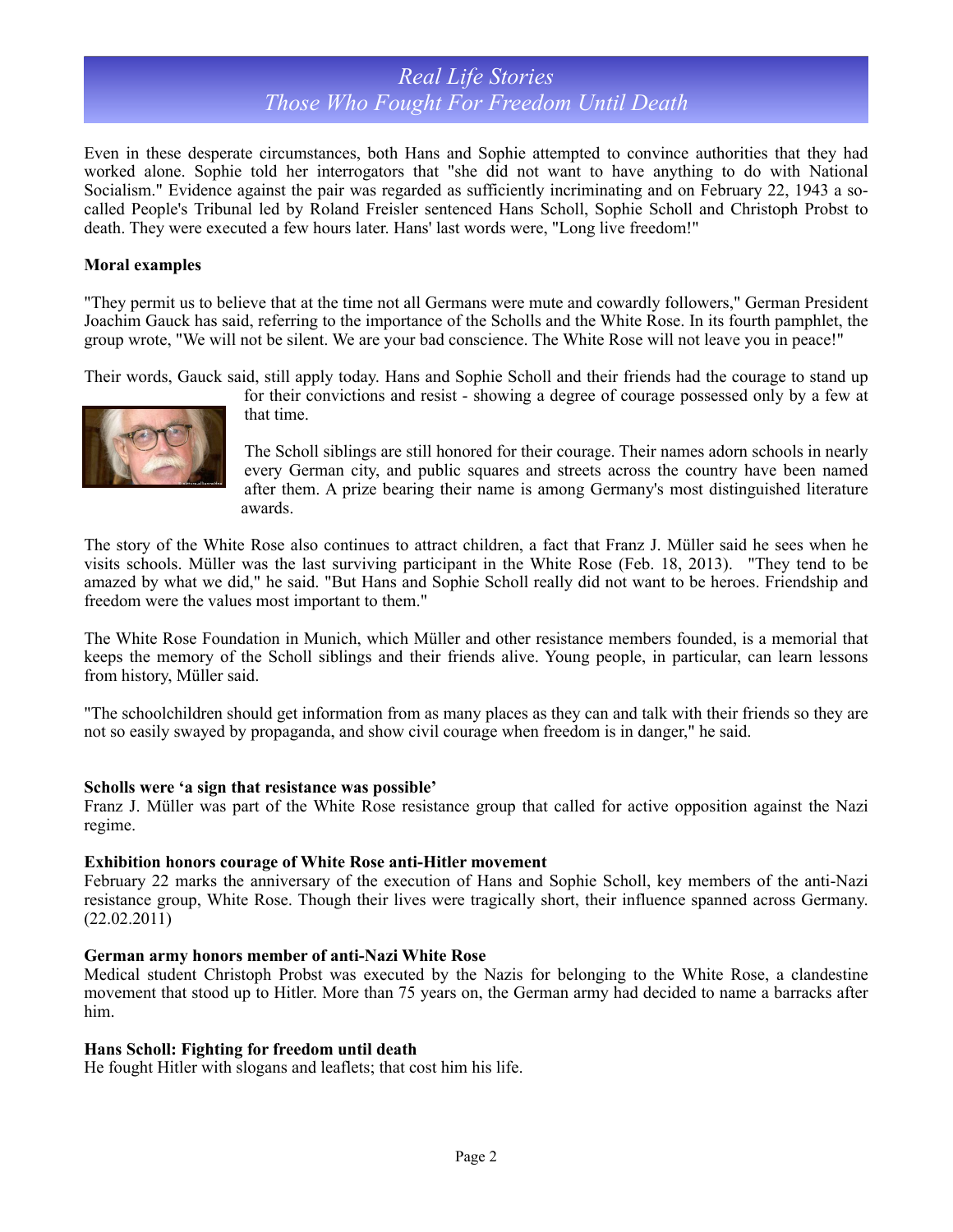# *Real Life Stories*
# *Those Who Fought For Freedom Until Death*

Even in these desperate circumstances, both Hans and Sophie attempted to convince authorities that they had worked alone. Sophie told her interrogators that "she did not want to have anything to do with National Socialism." Evidence against the pair was regarded as sufficiently incriminating and on February 22, 1943 a so-called People's Tribunal led by Roland Freisler sentenced Hans Scholl, Sophie Scholl and Christoph Probst to death. They were executed a few hours later. Hans' last words were, "Long live freedom!"

**Moral examples**

"They permit us to believe that at the time not all Germans were mute and cowardly followers," German President Joachim Gauck has said, referring to the importance of the Scholls and the White Rose. In its fourth pamphlet, the group wrote, "We will not be silent. We are your bad conscience. The White Rose will not leave you in peace!"

Their words, Gauck said, still apply today. Hans and Sophie Scholl and their friends had the courage to stand up for their convictions and resist - showing a degree of courage possessed only by a few at that time.

The Scholl siblings are still honored for their courage. Their names adorn schools in nearly every German city, and public squares and streets across the country have been named after them. A prize bearing their name is among Germany's most distinguished literature awards.

The story of the White Rose also continues to attract children, a fact that Franz J. Müller said he sees when he visits schools. Müller was the last surviving participant in the White Rose (Feb. 18, 2013). "They tend to be amazed by what we did," he said. "But Hans and Sophie Scholl really did not want to be heroes. Friendship and freedom were the values most important to them."

The White Rose Foundation in Munich, which Müller and other resistance members founded, is a memorial that keeps the memory of the Scholl siblings and their friends alive. Young people, in particular, can learn lessons from history, Müller said.

"The schoolchildren should get information from as many places as they can and talk with their friends so they are not so easily swayed by propaganda, and show civil courage when freedom is in danger," he said.

**Scholls were 'a sign that resistance was possible'**
Franz J. Müller was part of the White Rose resistance group that called for active opposition against the Nazi regime.

**Exhibition honors courage of White Rose anti-Hitler movement**
February 22 marks the anniversary of the execution of Hans and Sophie Scholl, key members of the anti-Nazi resistance group, White Rose. Though their lives were tragically short, their influence spanned across Germany. (22.02.2011)

**German army honors member of anti-Nazi White Rose**
Medical student Christoph Probst was executed by the Nazis for belonging to the White Rose, a clandestine movement that stood up to Hitler. More than 75 years on, the German army had decided to name a barracks after him.

**Hans Scholl: Fighting for freedom until death**
He fought Hitler with slogans and leaflets; that cost him his life.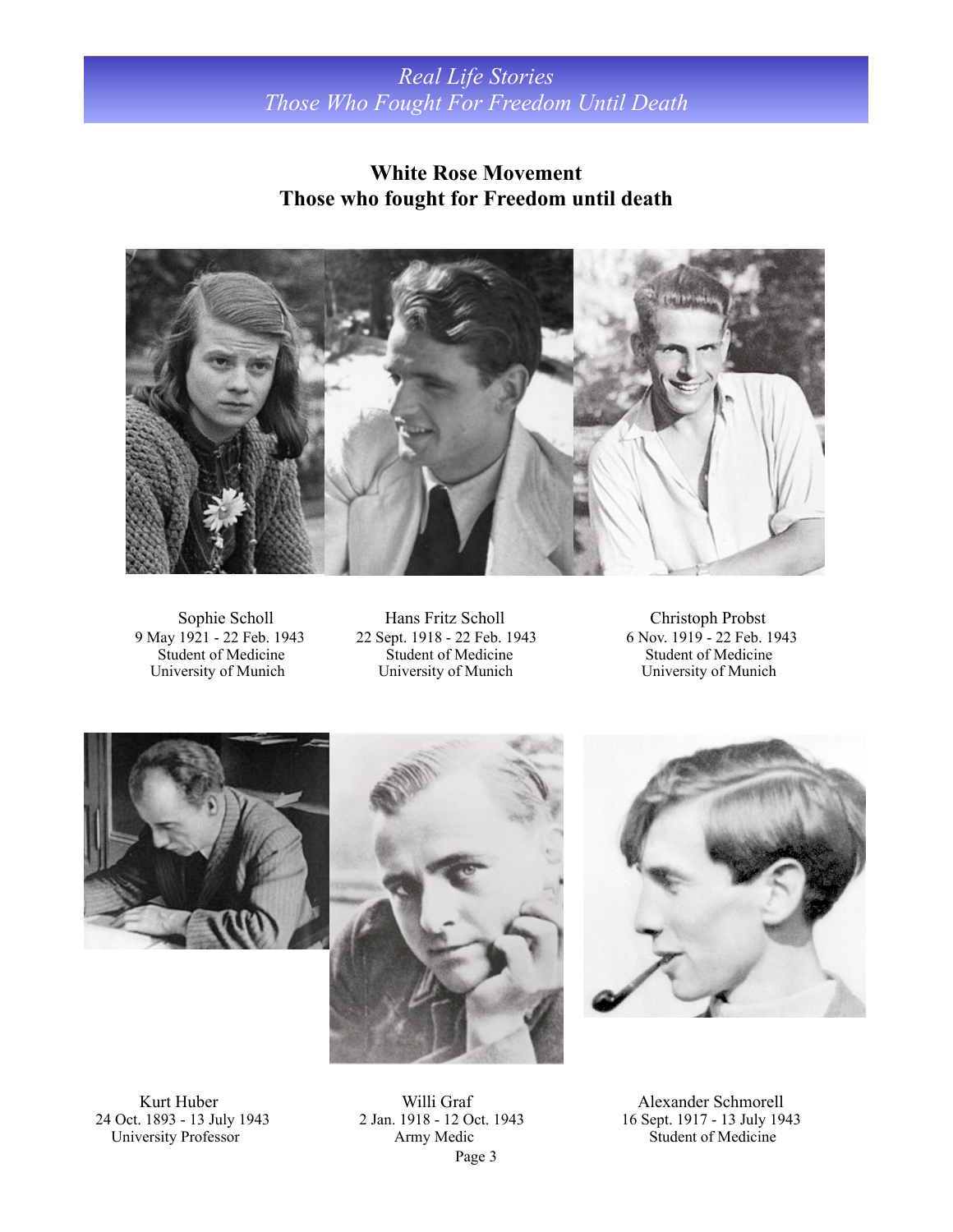## White Rose Movement
## Those who fought for Freedom until death

Sophie Scholl
9 May 1921 - 22 Feb. 1943
Student of Medicine
University of Munich

Hans Fritz Scholl
22 Sept. 1918 - 22 Feb. 1943
Student of Medicine
University of Munich

Christoph Probst
6 Nov. 1919 - 22 Feb. 1943
Student of Medicine
University of Munich

Kurt Huber
24 Oct. 1893 - 13 July 1943
University Professor

Willi Graf
2 Jan. 1918 - 12 Oct. 1943
Army Medic

Alexander Schmorell
16 Sept. 1917 - 13 July 1943
Student of Medicine